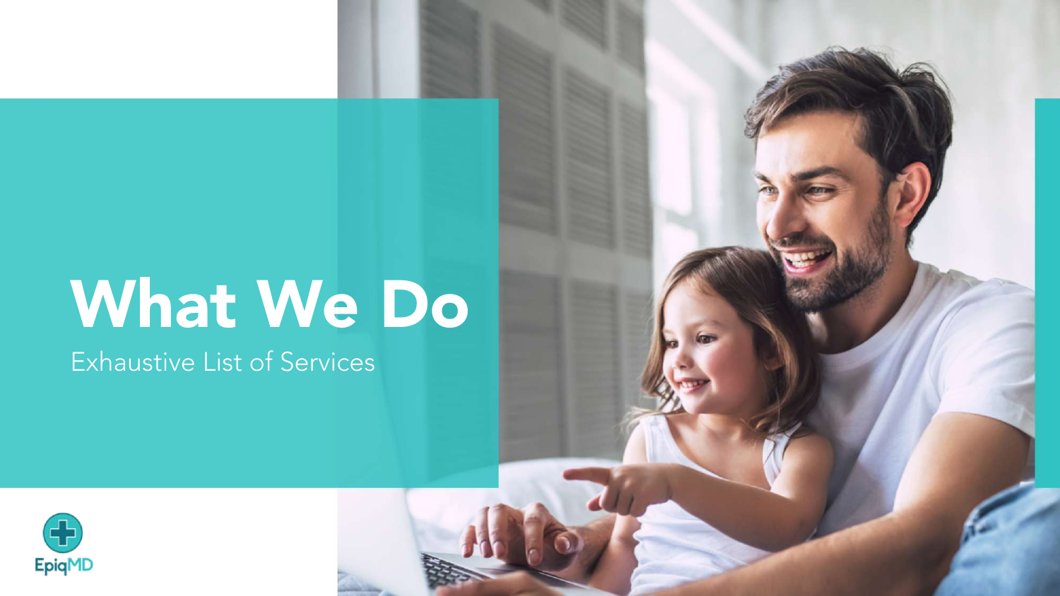# What We Do

Exhaustive List of Services

EpiqMD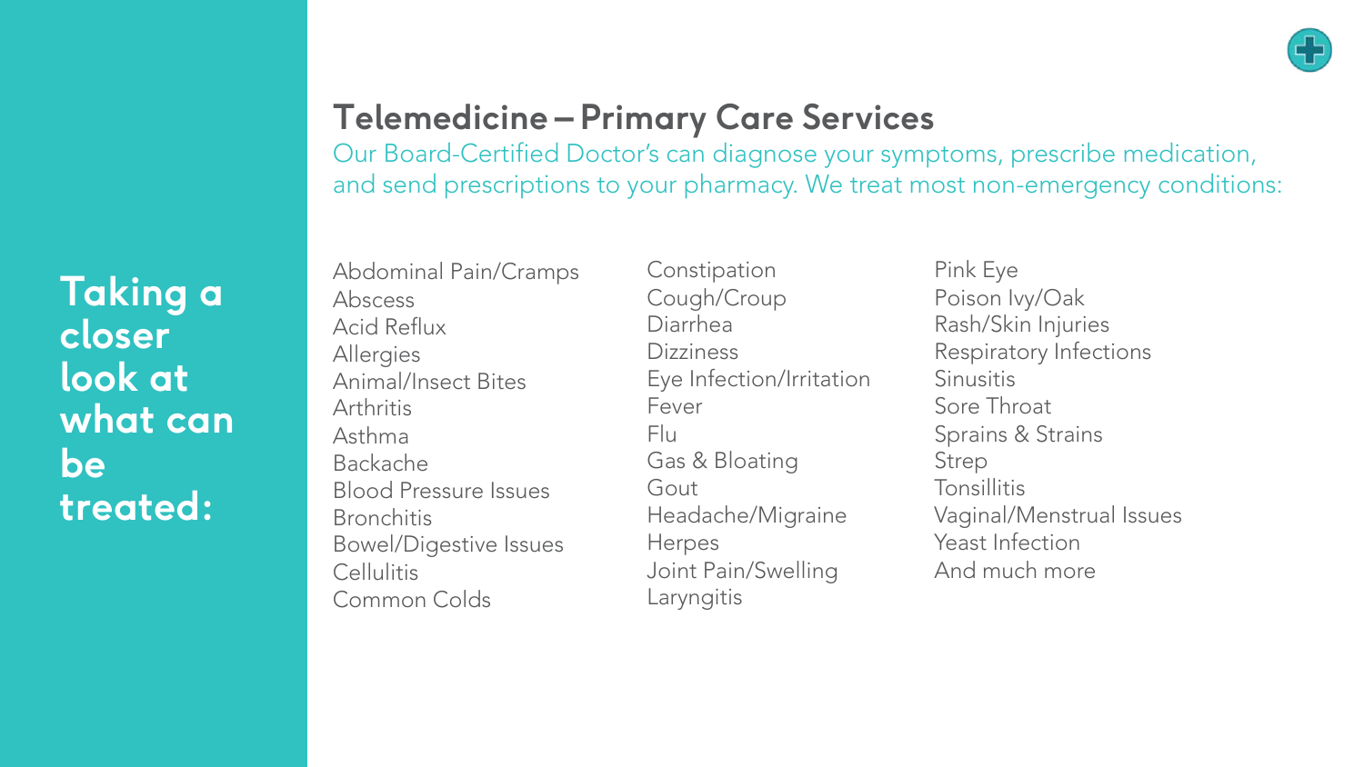**Taking a closer look at what can be treated:**

## Telemedicine – Primary Care Services

Our Board-Certified Doctor's can diagnose your symptoms, prescribe medication, and send prescriptions to your pharmacy. We treat most non-emergency conditions:

- Abdominal Pain/Cramps
- Abscess
- Acid Reflux
- Allergies
- Animal/Insect Bites
- Arthritis
- Asthma
- Backache
- Blood Pressure Issues
- Bronchitis
- Bowel/Digestive Issues
- Cellulitis
- Common Colds
- Constipation
- Cough/Croup
- Diarrhea
- Dizziness
- Eye Infection/Irritation
- Fever
- Flu
- Gas & Bloating
- Gout
- Headache/Migraine
- Herpes
- Joint Pain/Swelling
- Laryngitis
- Pink Eye
- Poison Ivy/Oak
- Rash/Skin Injuries
- Respiratory Infections
- Sinusitis
- Sore Throat
- Sprains & Strains
- Strep
- Tonsillitis
- Vaginal/Menstrual Issues
- Yeast Infection
- And much more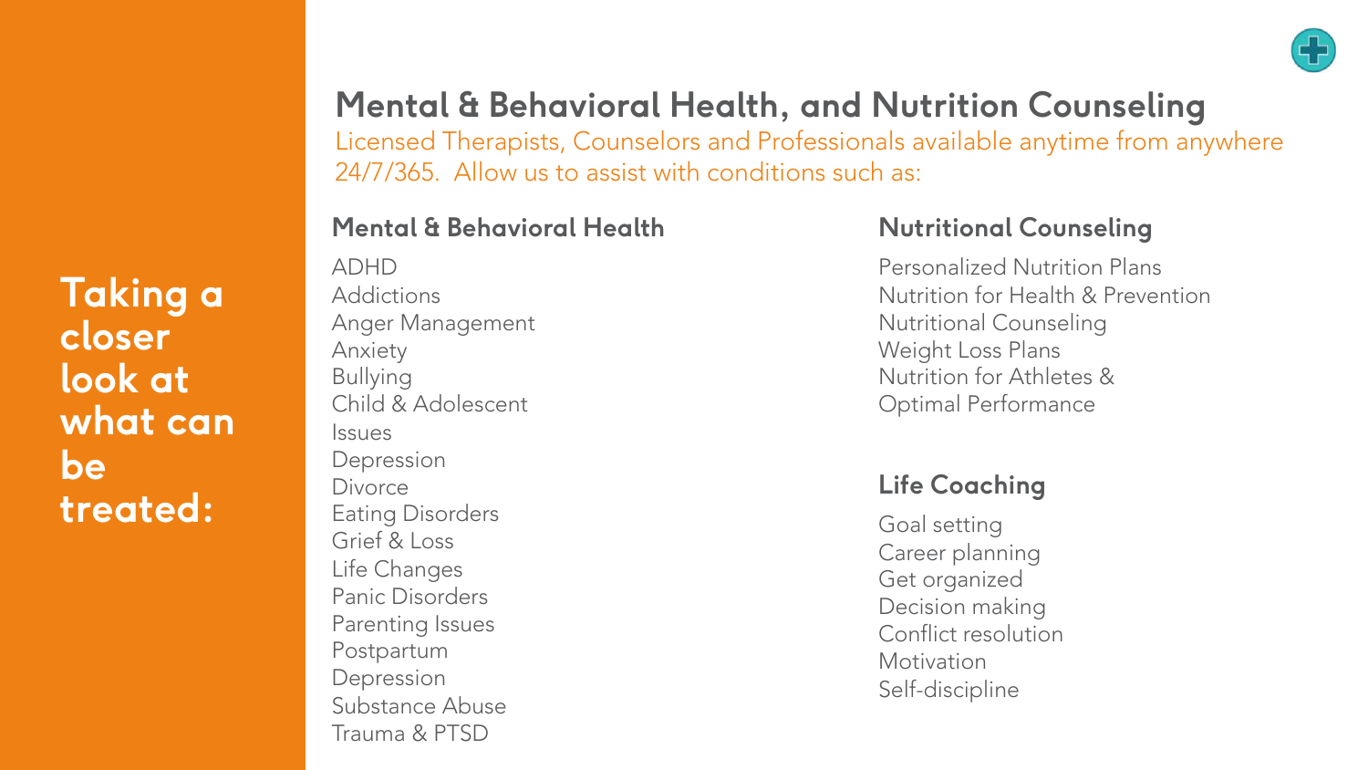## Taking a closer look at what can be treated:

# Mental & Behavioral Health, and Nutrition Counseling

Licensed Therapists, Counselors and Professionals available anytime from anywhere 24/7/365. Allow us to assist with conditions such as:

### Mental & Behavioral Health

ADHD
Addictions
Anger Management
Anxiety
Bullying
Child & Adolescent Issues
Depression
Divorce
Eating Disorders
Grief & Loss
Life Changes
Panic Disorders
Parenting Issues
Postpartum Depression
Substance Abuse
Trauma & PTSD

### Nutritional Counseling

Personalized Nutrition Plans
Nutrition for Health & Prevention
Nutritional Counseling
Weight Loss Plans
Nutrition for Athletes & Optimal Performance

### Life Coaching

Goal setting
Career planning
Get organized
Decision making
Conflict resolution
Motivation
Self-discipline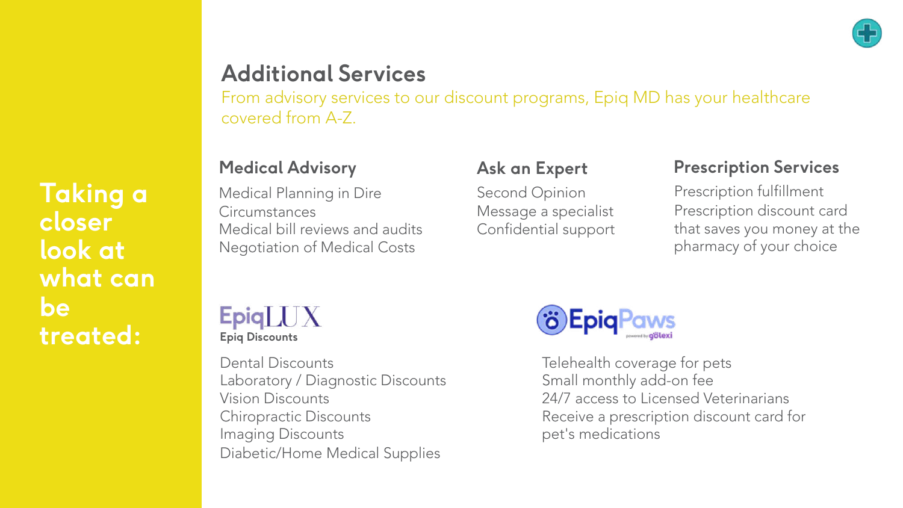**Taking a closer look at what can be treated:**

## Additional Services

From advisory services to our discount programs, Epiq MD has your healthcare covered from A-Z.

### Medical Advisory

Medical Planning in Dire Circumstances
Medical bill reviews and audits
Negotiation of Medical Costs

### Ask an Expert

Second Opinion
Message a specialist
Confidential support

### Prescription Services

Prescription fulfillment
Prescription discount card that saves you money at the pharmacy of your choice

### EpiqLUX

**Epiq Discounts**

Dental Discounts
Laboratory / Diagnostic Discounts
Vision Discounts
Chiropractic Discounts
Imaging Discounts
Diabetic/Home Medical Supplies

### EpiqPaws

powered by gôlexi

Telehealth coverage for pets
Small monthly add-on fee
24/7 access to Licensed Veterinarians
Receive a prescription discount card for pet's medications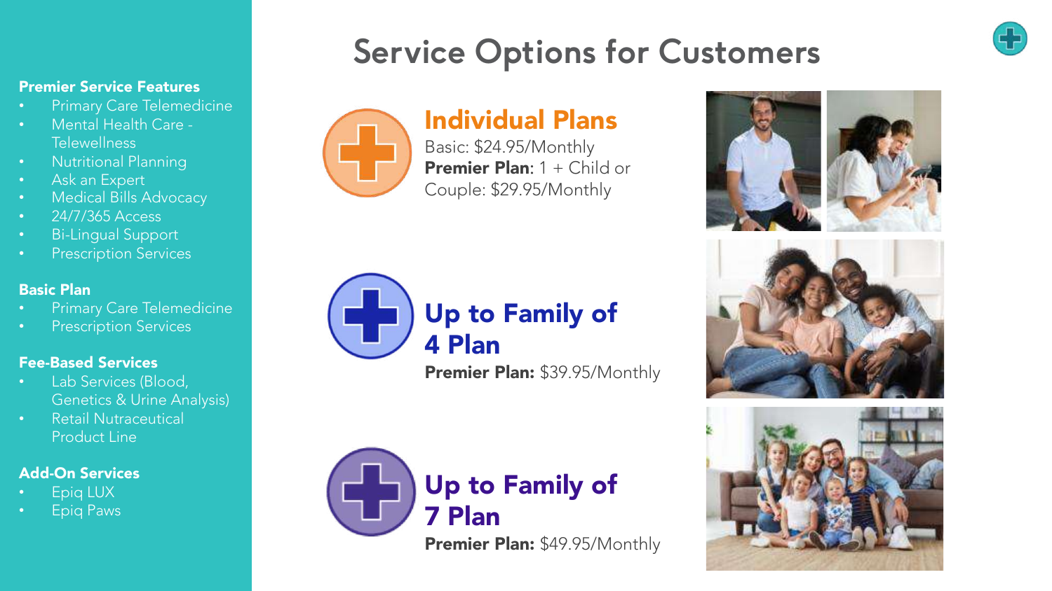# Service Options for Customers

**Premier Service Features**

- Primary Care Telemedicine
- Mental Health Care - Telewellness
- Nutritional Planning
- Ask an Expert
- Medical Bills Advocacy
- 24/7/365 Access
- Bi-Lingual Support
- Prescription Services

**Basic Plan**

- Primary Care Telemedicine
- Prescription Services

**Fee-Based Services**

- Lab Services (Blood, Genetics & Urine Analysis)
- Retail Nutraceutical Product Line

**Add-On Services**

- Epiq LUX
- Epiq Paws

## Individual Plans

Basic: $24.95/Monthly
**Premier Plan:** 1 + Child or Couple: $29.95/Monthly

## Up to Family of 4 Plan

**Premier Plan:** $39.95/Monthly

## Up to Family of 7 Plan

**Premier Plan:** $49.95/Monthly